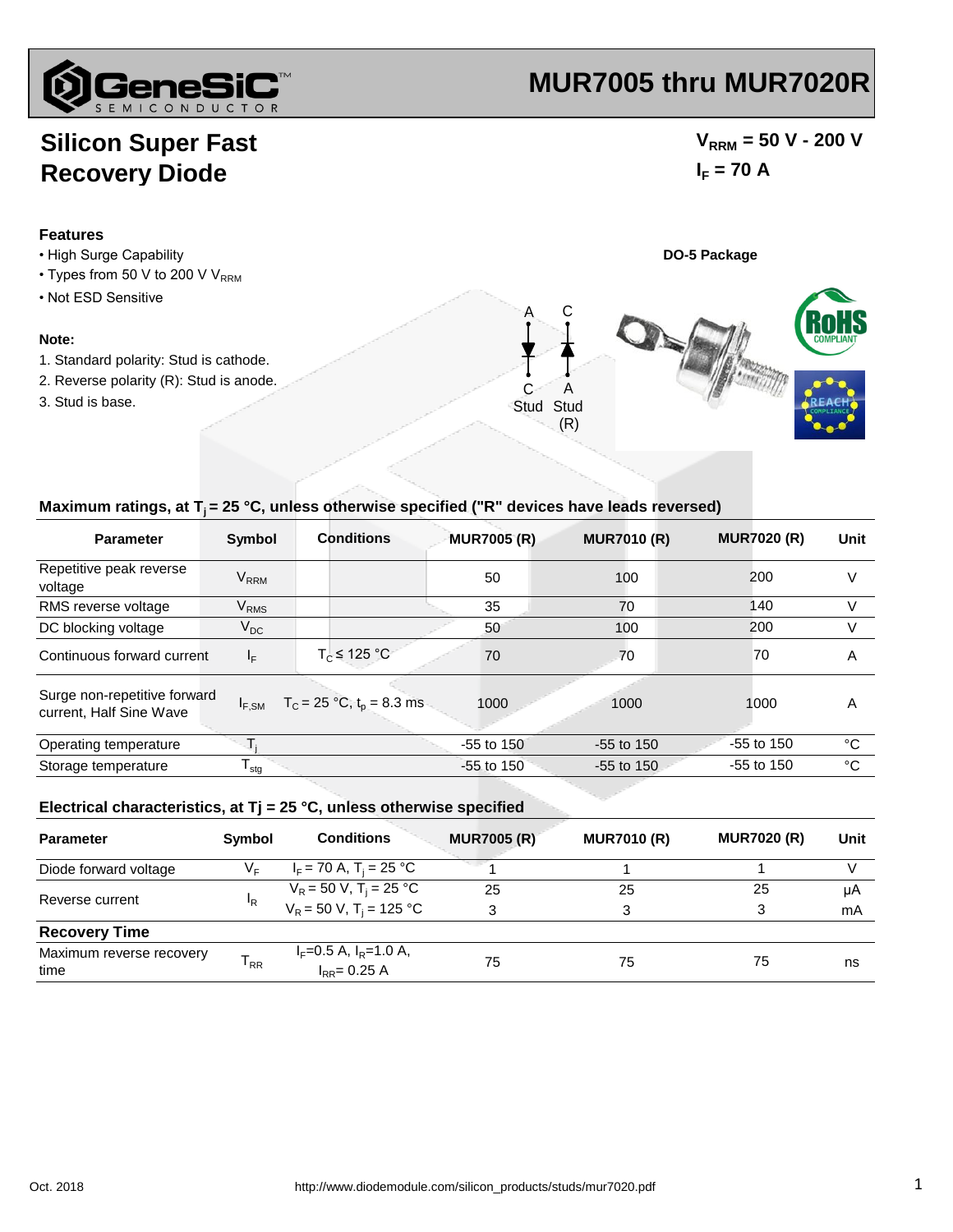# MUR7005 thru MUR7020R

## Silicon Super Fast Recovery Diode

$V_{RRM}$ = 50 V - 200 V

$I_F$ = 70 A

### Features

- High Surge Capability
- Types from 50 V to 200 V $V_{RRM}$
- Not ESD Sensitive

### Note:

1. Standard polarity: Stud is cathode.
2. Reverse polarity (R): Stud is anode.
3. Stud is base.

**DO-5 Package**

A C
C Stud A Stud (R)

### Maximum ratings, at $T_j$ = 25 °C, unless otherwise specified ("R" devices have leads reversed)

| Parameter | Symbol | Conditions | MUR7005 (R) | MUR7010 (R) | MUR7020 (R) | Unit |
|---|---|---|---|---|---|---|
| Repetitive peak reverse voltage | $V_{RRM}$ | | 50 | 100 | 200 | V |
| RMS reverse voltage | $V_{RMS}$ | | 35 | 70 | 140 | V |
| DC blocking voltage | $V_{DC}$ | | 50 | 100 | 200 | V |
| Continuous forward current | $I_F$ | $T_C \leq$ 125 °C | 70 | 70 | 70 | A |
| Surge non-repetitive forward current, Half Sine Wave | $I_{F,SM}$ | $T_C$ = 25 °C, $t_p$ = 8.3 ms | 1000 | 1000 | 1000 | A |
| Operating temperature | $T_j$ | | -55 to 150 | -55 to 150 | -55 to 150 | °C |
| Storage temperature | $T_{stg}$ | | -55 to 150 | -55 to 150 | -55 to 150 | °C |

### Electrical characteristics, at Tj = 25 °C, unless otherwise specified

| Parameter | Symbol | Conditions | MUR7005 (R) | MUR7010 (R) | MUR7020 (R) | Unit |
|---|---|---|---|---|---|---|
| Diode forward voltage | $V_F$ | $I_F$ = 70 A, $T_j$ = 25 °C | 1 | 1 | 1 | V |
| Reverse current | $I_R$ | $V_R$ = 50 V, $T_j$ = 25 °C | 25 | 25 | 25 | μA |
| | | $V_R$ = 50 V, $T_j$ = 125 °C | 3 | 3 | 3 | mA |
| **Recovery Time** | | | | | | |
| Maximum reverse recovery time | $T_{RR}$ | $I_F$=0.5 A, $I_R$=1.0 A, $I_{RR}$= 0.25 A | 75 | 75 | 75 | ns |

Oct. 2018 http://www.diodemodule.com/silicon_products/studs/mur7020.pdf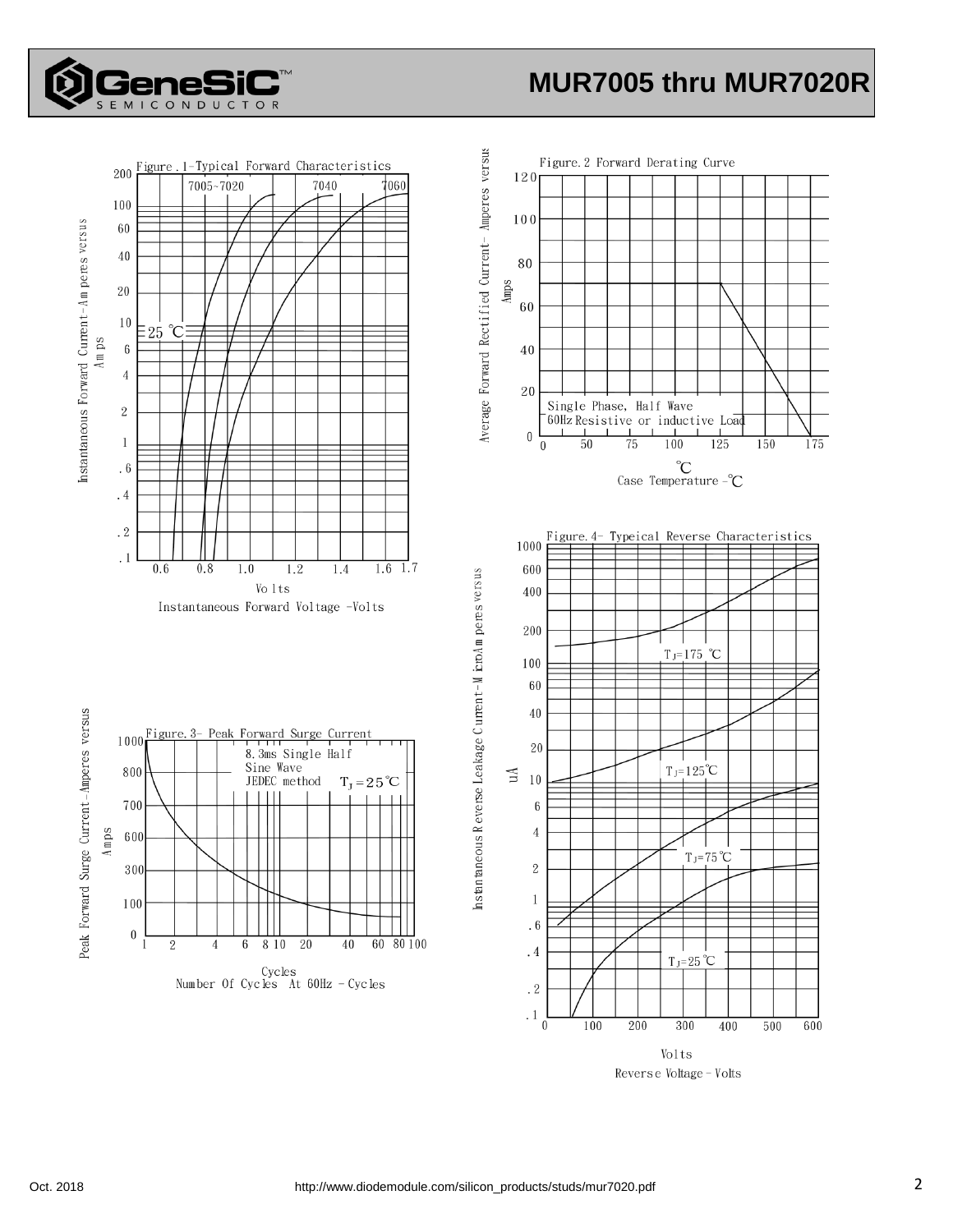Figure.1-Typical Forward Characteristics

7005~7020 7040 7060

25 ℃

Instantaneous Forward Current-Amperes versus Amps

Volts
Instantaneous Forward Voltage -Volts

Figure.2 Forward Derating Curve

Single Phase, Half Wave
60Hz Resistive or inductive Load

Average Forward Rectified Current- Amperes versus Amps

℃
Case Temperature -℃

Figure.3- Peak Forward Surge Current

8.3ms Single Half
Sine Wave
JEDEC method $T_J = 25$℃

Peak Forward Surge Current-Amperes versus Amps

Cycles
Number Of Cycles At 60Hz - Cycles

Figure.4- Typeical Reverse Characteristics

$T_J$=175 ℃

$T_J$=125℃

$T_J$=75℃

$T_J$=25℃

Instantaneous Reverse Leakage Current-MicroAmperes versus uA

Volts
Reverse Voltage-Volts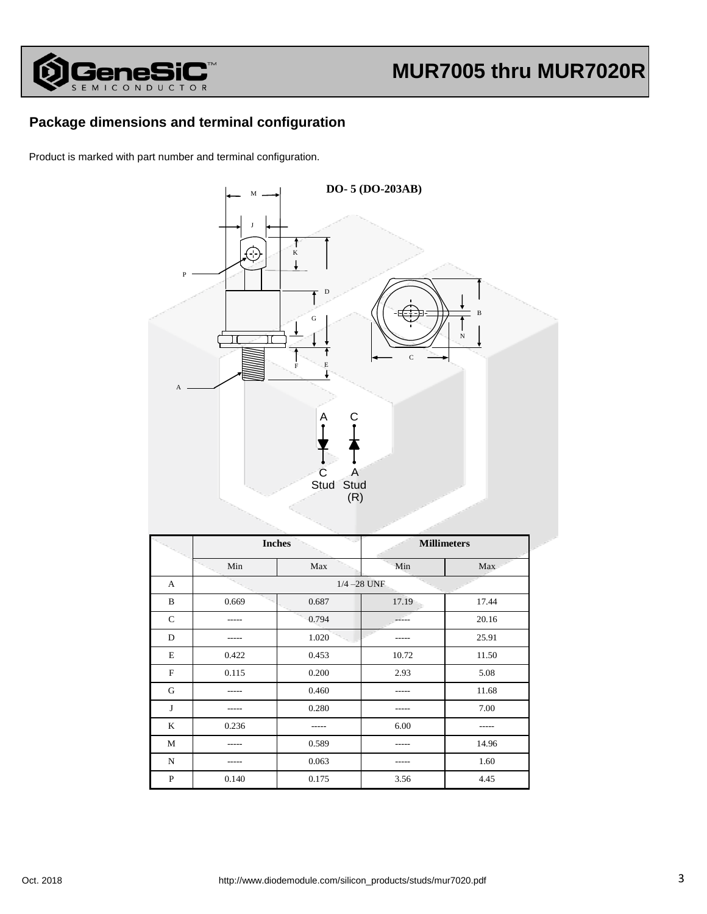## Package dimensions and terminal configuration

Product is marked with part number and terminal configuration.

DO- 5 (DO-203AB)

M
J
K
P
D
G
B
N
C
F
E
A

A C
C A
Stud Stud
(R)

| | Inches | | Millimeters | |
|---|---|---|---|---|
| | Min | Max | Min | Max |
| A | 1/4 –28 UNF | | | |
| B | 0.669 | 0.687 | 17.19 | 17.44 |
| C | ----- | 0.794 | ----- | 20.16 |
| D | ----- | 1.020 | ----- | 25.91 |
| E | 0.422 | 0.453 | 10.72 | 11.50 |
| F | 0.115 | 0.200 | 2.93 | 5.08 |
| G | ----- | 0.460 | ----- | 11.68 |
| J | ----- | 0.280 | ----- | 7.00 |
| K | 0.236 | ----- | 6.00 | ----- |
| M | ----- | 0.589 | ----- | 14.96 |
| N | ----- | 0.063 | ----- | 1.60 |
| P | 0.140 | 0.175 | 3.56 | 4.45 |